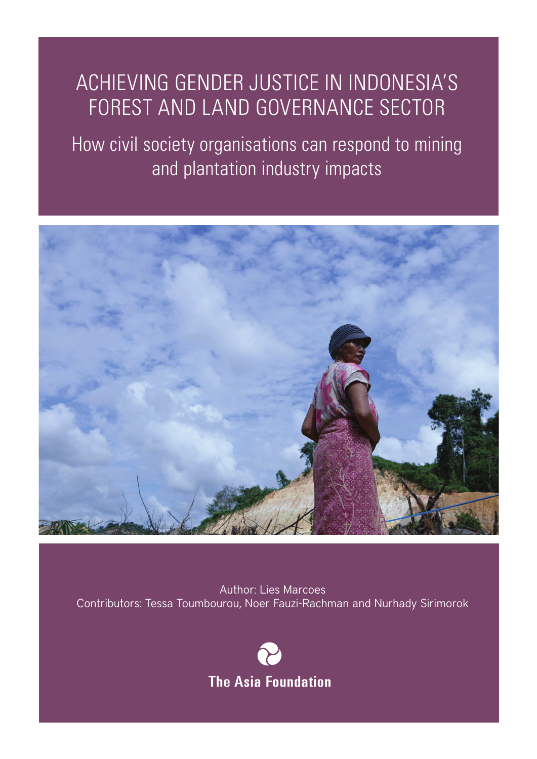# ACHIEVING GENDER JUSTICE IN INDONESIA'S FOREST AND LAND GOVERNANCE SECTOR

## How civil society organisations can respond to mining and plantation industry impacts

Author: Lies Marcoes

Contributors: Tessa Toumbourou, Noer Fauzi-Rachman and Nurhady Sirimorok

The Asia Foundation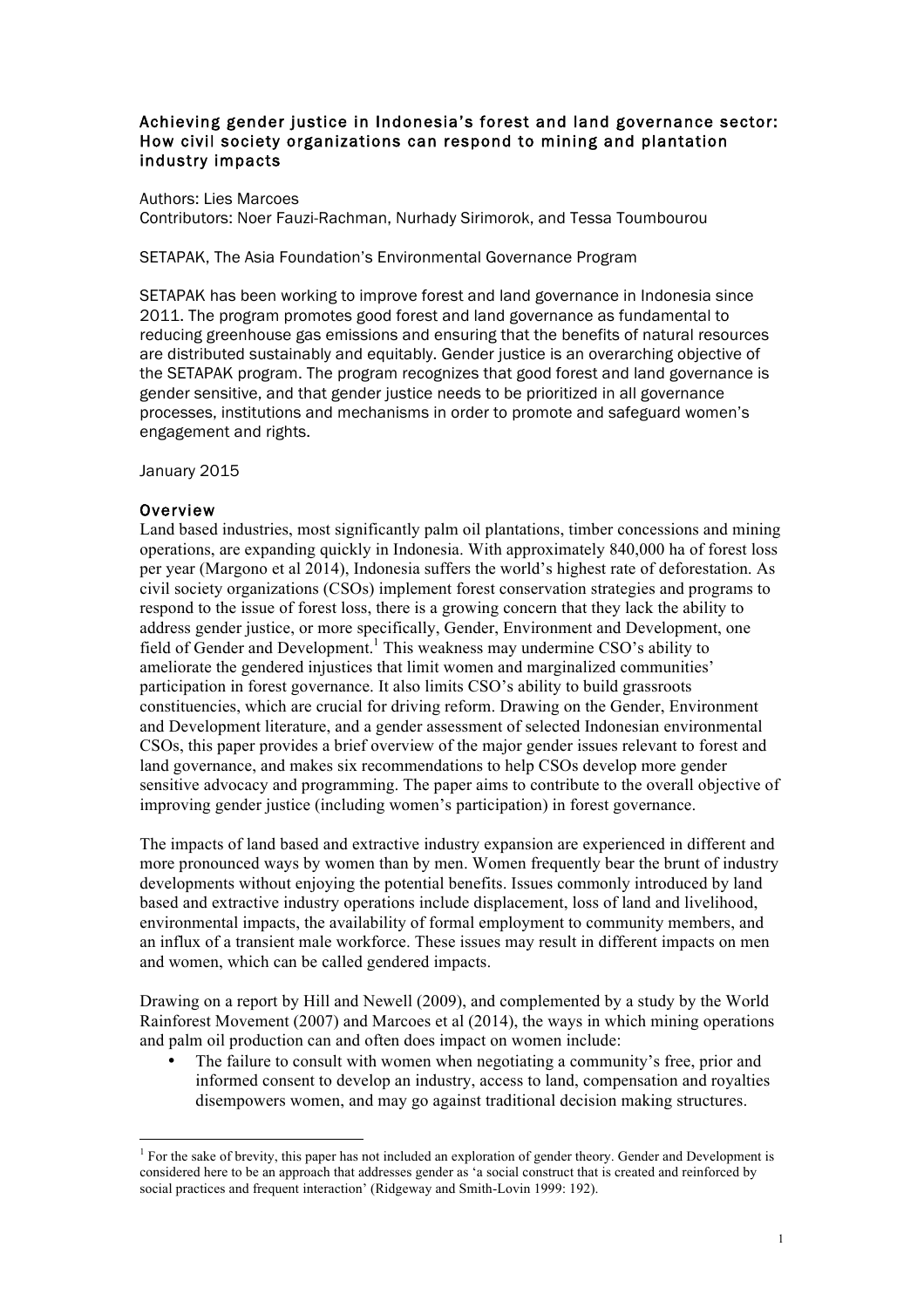# Achieving gender justice in Indonesia's forest and land governance sector: How civil society organizations can respond to mining and plantation industry impacts

Authors: Lies Marcoes
Contributors: Noer Fauzi-Rachman, Nurhady Sirimorok, and Tessa Toumbourou

SETAPAK, The Asia Foundation's Environmental Governance Program

SETAPAK has been working to improve forest and land governance in Indonesia since 2011. The program promotes good forest and land governance as fundamental to reducing greenhouse gas emissions and ensuring that the benefits of natural resources are distributed sustainably and equitably. Gender justice is an overarching objective of the SETAPAK program. The program recognizes that good forest and land governance is gender sensitive, and that gender justice needs to be prioritized in all governance processes, institutions and mechanisms in order to promote and safeguard women's engagement and rights.

January 2015

## Overview

Land based industries, most significantly palm oil plantations, timber concessions and mining operations, are expanding quickly in Indonesia. With approximately 840,000 ha of forest loss per year (Margono et al 2014), Indonesia suffers the world's highest rate of deforestation. As civil society organizations (CSOs) implement forest conservation strategies and programs to respond to the issue of forest loss, there is a growing concern that they lack the ability to address gender justice, or more specifically, Gender, Environment and Development, one field of Gender and Development.[1] This weakness may undermine CSO's ability to ameliorate the gendered injustices that limit women and marginalized communities' participation in forest governance. It also limits CSO's ability to build grassroots constituencies, which are crucial for driving reform. Drawing on the Gender, Environment and Development literature, and a gender assessment of selected Indonesian environmental CSOs, this paper provides a brief overview of the major gender issues relevant to forest and land governance, and makes six recommendations to help CSOs develop more gender sensitive advocacy and programming. The paper aims to contribute to the overall objective of improving gender justice (including women's participation) in forest governance.

The impacts of land based and extractive industry expansion are experienced in different and more pronounced ways by women than by men. Women frequently bear the brunt of industry developments without enjoying the potential benefits. Issues commonly introduced by land based and extractive industry operations include displacement, loss of land and livelihood, environmental impacts, the availability of formal employment to community members, and an influx of a transient male workforce. These issues may result in different impacts on men and women, which can be called gendered impacts.

Drawing on a report by Hill and Newell (2009), and complemented by a study by the World Rainforest Movement (2007) and Marcoes et al (2014), the ways in which mining operations and palm oil production can and often does impact on women include:

- The failure to consult with women when negotiating a community's free, prior and informed consent to develop an industry, access to land, compensation and royalties disempowers women, and may go against traditional decision making structures.

---

[1] For the sake of brevity, this paper has not included an exploration of gender theory. Gender and Development is considered here to be an approach that addresses gender as 'a social construct that is created and reinforced by social practices and frequent interaction' (Ridgeway and Smith-Lovin 1999: 192).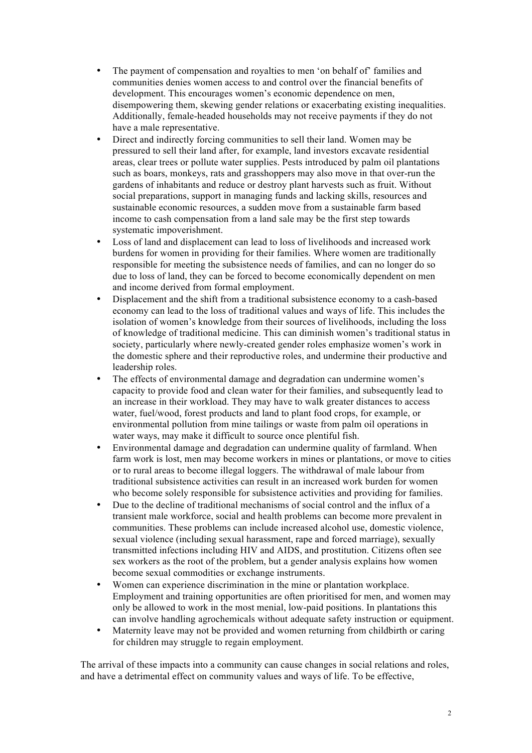- The payment of compensation and royalties to men 'on behalf of' families and communities denies women access to and control over the financial benefits of development. This encourages women's economic dependence on men, disempowering them, skewing gender relations or exacerbating existing inequalities. Additionally, female-headed households may not receive payments if they do not have a male representative.
- Direct and indirectly forcing communities to sell their land. Women may be pressured to sell their land after, for example, land investors excavate residential areas, clear trees or pollute water supplies. Pests introduced by palm oil plantations such as boars, monkeys, rats and grasshoppers may also move in that over-run the gardens of inhabitants and reduce or destroy plant harvests such as fruit. Without social preparations, support in managing funds and lacking skills, resources and sustainable economic resources, a sudden move from a sustainable farm based income to cash compensation from a land sale may be the first step towards systematic impoverishment.
- Loss of land and displacement can lead to loss of livelihoods and increased work burdens for women in providing for their families. Where women are traditionally responsible for meeting the subsistence needs of families, and can no longer do so due to loss of land, they can be forced to become economically dependent on men and income derived from formal employment.
- Displacement and the shift from a traditional subsistence economy to a cash-based economy can lead to the loss of traditional values and ways of life. This includes the isolation of women's knowledge from their sources of livelihoods, including the loss of knowledge of traditional medicine. This can diminish women's traditional status in society, particularly where newly-created gender roles emphasize women's work in the domestic sphere and their reproductive roles, and undermine their productive and leadership roles.
- The effects of environmental damage and degradation can undermine women's capacity to provide food and clean water for their families, and subsequently lead to an increase in their workload. They may have to walk greater distances to access water, fuel/wood, forest products and land to plant food crops, for example, or environmental pollution from mine tailings or waste from palm oil operations in water ways, may make it difficult to source once plentiful fish.
- Environmental damage and degradation can undermine quality of farmland. When farm work is lost, men may become workers in mines or plantations, or move to cities or to rural areas to become illegal loggers. The withdrawal of male labour from traditional subsistence activities can result in an increased work burden for women who become solely responsible for subsistence activities and providing for families.
- Due to the decline of traditional mechanisms of social control and the influx of a transient male workforce, social and health problems can become more prevalent in communities. These problems can include increased alcohol use, domestic violence, sexual violence (including sexual harassment, rape and forced marriage), sexually transmitted infections including HIV and AIDS, and prostitution. Citizens often see sex workers as the root of the problem, but a gender analysis explains how women become sexual commodities or exchange instruments.
- Women can experience discrimination in the mine or plantation workplace. Employment and training opportunities are often prioritised for men, and women may only be allowed to work in the most menial, low-paid positions. In plantations this can involve handling agrochemicals without adequate safety instruction or equipment.
- Maternity leave may not be provided and women returning from childbirth or caring for children may struggle to regain employment.

The arrival of these impacts into a community can cause changes in social relations and roles, and have a detrimental effect on community values and ways of life. To be effective,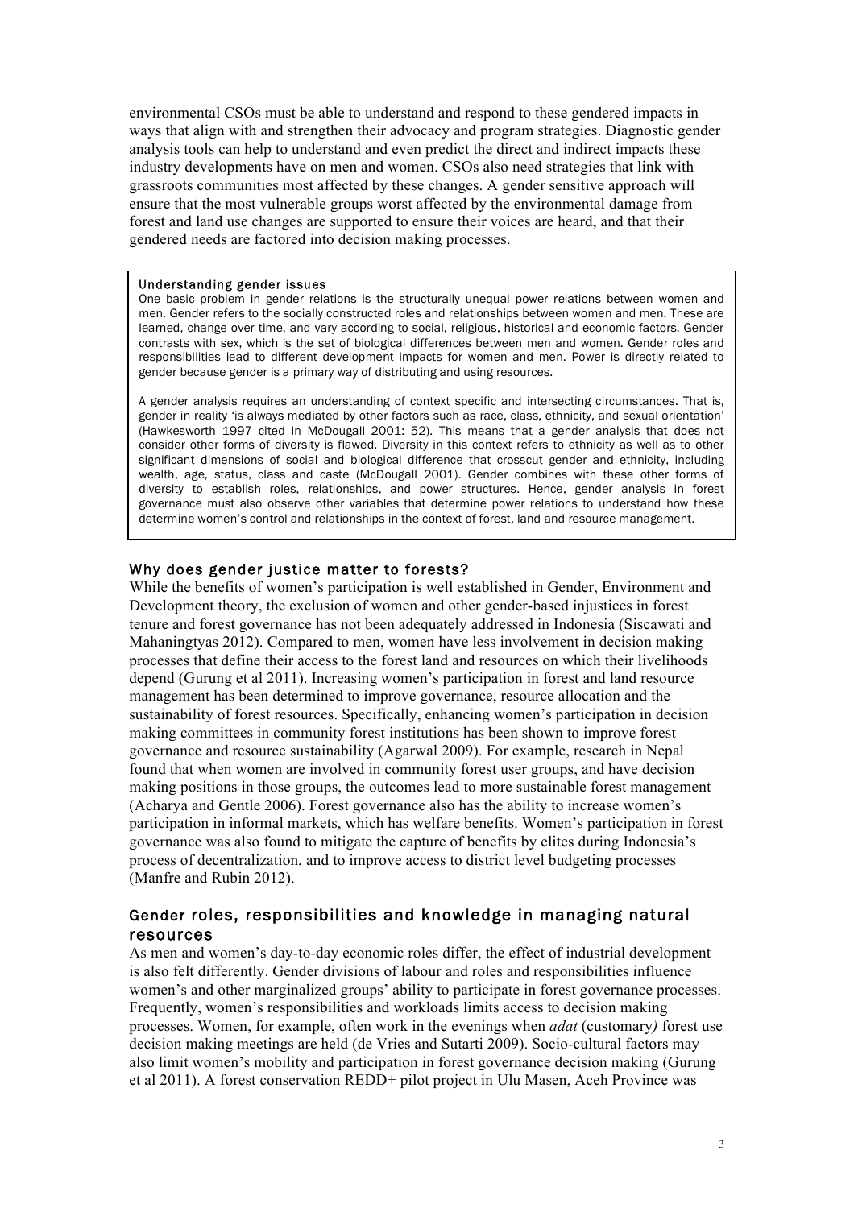environmental CSOs must be able to understand and respond to these gendered impacts in ways that align with and strengthen their advocacy and program strategies. Diagnostic gender analysis tools can help to understand and even predict the direct and indirect impacts these industry developments have on men and women. CSOs also need strategies that link with grassroots communities most affected by these changes. A gender sensitive approach will ensure that the most vulnerable groups worst affected by the environmental damage from forest and land use changes are supported to ensure their voices are heard, and that their gendered needs are factored into decision making processes.

> **Understanding gender issues**
>
> One basic problem in gender relations is the structurally unequal power relations between women and men. Gender refers to the socially constructed roles and relationships between women and men. These are learned, change over time, and vary according to social, religious, historical and economic factors. Gender contrasts with sex, which is the set of biological differences between men and women. Gender roles and responsibilities lead to different development impacts for women and men. Power is directly related to gender because gender is a primary way of distributing and using resources.
>
> A gender analysis requires an understanding of context specific and intersecting circumstances. That is, gender in reality 'is always mediated by other factors such as race, class, ethnicity, and sexual orientation' (Hawkesworth 1997 cited in McDougall 2001: 52). This means that a gender analysis that does not consider other forms of diversity is flawed. Diversity in this context refers to ethnicity as well as to other significant dimensions of social and biological difference that crosscut gender and ethnicity, including wealth, age, status, class and caste (McDougall 2001). Gender combines with these other forms of diversity to establish roles, relationships, and power structures. Hence, gender analysis in forest governance must also observe other variables that determine power relations to understand how these determine women's control and relationships in the context of forest, land and resource management.

## Why does gender justice matter to forests?

While the benefits of women's participation is well established in Gender, Environment and Development theory, the exclusion of women and other gender-based injustices in forest tenure and forest governance has not been adequately addressed in Indonesia (Siscawati and Mahaningtyas 2012). Compared to men, women have less involvement in decision making processes that define their access to the forest land and resources on which their livelihoods depend (Gurung et al 2011). Increasing women's participation in forest and land resource management has been determined to improve governance, resource allocation and the sustainability of forest resources. Specifically, enhancing women's participation in decision making committees in community forest institutions has been shown to improve forest governance and resource sustainability (Agarwal 2009). For example, research in Nepal found that when women are involved in community forest user groups, and have decision making positions in those groups, the outcomes lead to more sustainable forest management (Acharya and Gentle 2006). Forest governance also has the ability to increase women's participation in informal markets, which has welfare benefits. Women's participation in forest governance was also found to mitigate the capture of benefits by elites during Indonesia's process of decentralization, and to improve access to district level budgeting processes (Manfre and Rubin 2012).

## Gender roles, responsibilities and knowledge in managing natural resources

As men and women's day-to-day economic roles differ, the effect of industrial development is also felt differently. Gender divisions of labour and roles and responsibilities influence women's and other marginalized groups' ability to participate in forest governance processes. Frequently, women's responsibilities and workloads limits access to decision making processes. Women, for example, often work in the evenings when *adat* (customary*)* forest use decision making meetings are held (de Vries and Sutarti 2009). Socio-cultural factors may also limit women's mobility and participation in forest governance decision making (Gurung et al 2011). A forest conservation REDD+ pilot project in Ulu Masen, Aceh Province was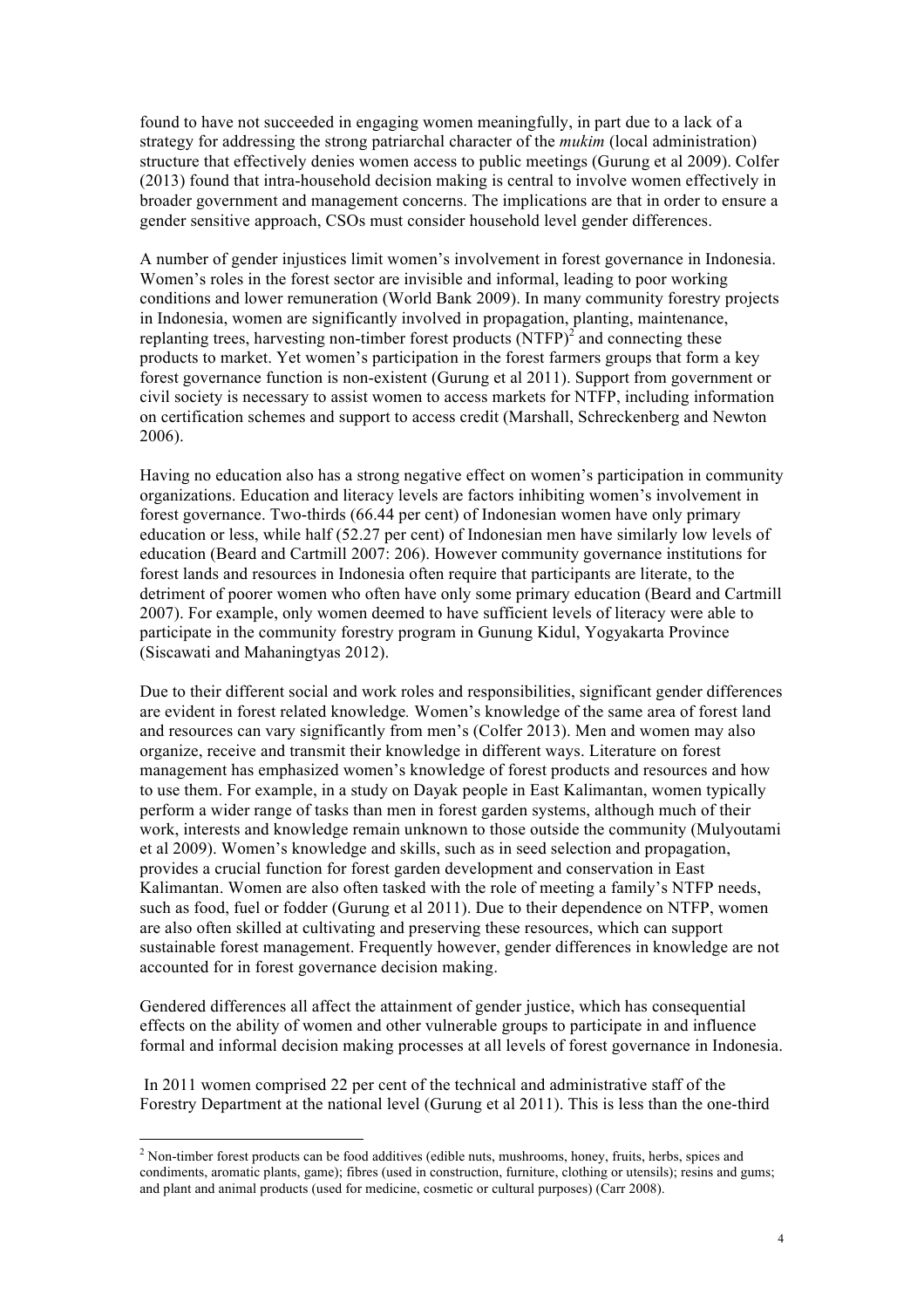found to have not succeeded in engaging women meaningfully, in part due to a lack of a strategy for addressing the strong patriarchal character of the *mukim* (local administration) structure that effectively denies women access to public meetings (Gurung et al 2009). Colfer (2013) found that intra-household decision making is central to involve women effectively in broader government and management concerns. The implications are that in order to ensure a gender sensitive approach, CSOs must consider household level gender differences.

A number of gender injustices limit women's involvement in forest governance in Indonesia. Women's roles in the forest sector are invisible and informal, leading to poor working conditions and lower remuneration (World Bank 2009). In many community forestry projects in Indonesia, women are significantly involved in propagation, planting, maintenance, replanting trees, harvesting non-timber forest products (NTFP)[2] and connecting these products to market. Yet women's participation in the forest farmers groups that form a key forest governance function is non-existent (Gurung et al 2011). Support from government or civil society is necessary to assist women to access markets for NTFP, including information on certification schemes and support to access credit (Marshall, Schreckenberg and Newton 2006).

Having no education also has a strong negative effect on women's participation in community organizations. Education and literacy levels are factors inhibiting women's involvement in forest governance. Two-thirds (66.44 per cent) of Indonesian women have only primary education or less, while half (52.27 per cent) of Indonesian men have similarly low levels of education (Beard and Cartmill 2007: 206). However community governance institutions for forest lands and resources in Indonesia often require that participants are literate, to the detriment of poorer women who often have only some primary education (Beard and Cartmill 2007). For example, only women deemed to have sufficient levels of literacy were able to participate in the community forestry program in Gunung Kidul, Yogyakarta Province (Siscawati and Mahaningtyas 2012).

Due to their different social and work roles and responsibilities, significant gender differences are evident in forest related knowledge*.* Women's knowledge of the same area of forest land and resources can vary significantly from men's (Colfer 2013). Men and women may also organize, receive and transmit their knowledge in different ways. Literature on forest management has emphasized women's knowledge of forest products and resources and how to use them. For example, in a study on Dayak people in East Kalimantan, women typically perform a wider range of tasks than men in forest garden systems, although much of their work, interests and knowledge remain unknown to those outside the community (Mulyoutami et al 2009). Women's knowledge and skills, such as in seed selection and propagation, provides a crucial function for forest garden development and conservation in East Kalimantan. Women are also often tasked with the role of meeting a family's NTFP needs, such as food, fuel or fodder (Gurung et al 2011). Due to their dependence on NTFP, women are also often skilled at cultivating and preserving these resources, which can support sustainable forest management. Frequently however, gender differences in knowledge are not accounted for in forest governance decision making.

Gendered differences all affect the attainment of gender justice, which has consequential effects on the ability of women and other vulnerable groups to participate in and influence formal and informal decision making processes at all levels of forest governance in Indonesia.

In 2011 women comprised 22 per cent of the technical and administrative staff of the Forestry Department at the national level (Gurung et al 2011). This is less than the one-third

[2] Non-timber forest products can be food additives (edible nuts, mushrooms, honey, fruits, herbs, spices and condiments, aromatic plants, game); fibres (used in construction, furniture, clothing or utensils); resins and gums; and plant and animal products (used for medicine, cosmetic or cultural purposes) (Carr 2008).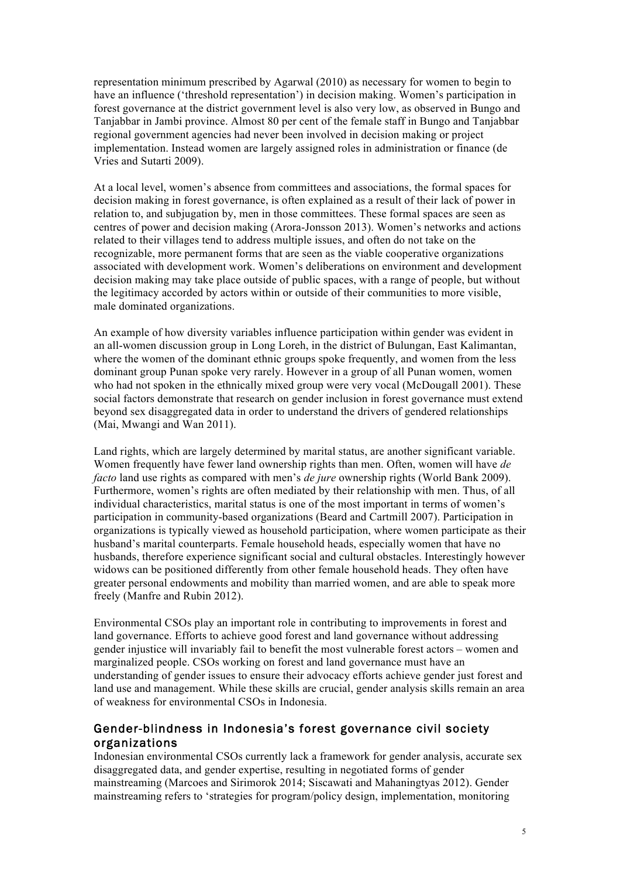representation minimum prescribed by Agarwal (2010) as necessary for women to begin to have an influence ('threshold representation') in decision making. Women's participation in forest governance at the district government level is also very low, as observed in Bungo and Tanjabbar in Jambi province. Almost 80 per cent of the female staff in Bungo and Tanjabbar regional government agencies had never been involved in decision making or project implementation. Instead women are largely assigned roles in administration or finance (de Vries and Sutarti 2009).

At a local level, women's absence from committees and associations, the formal spaces for decision making in forest governance, is often explained as a result of their lack of power in relation to, and subjugation by, men in those committees. These formal spaces are seen as centres of power and decision making (Arora-Jonsson 2013). Women's networks and actions related to their villages tend to address multiple issues, and often do not take on the recognizable, more permanent forms that are seen as the viable cooperative organizations associated with development work. Women's deliberations on environment and development decision making may take place outside of public spaces, with a range of people, but without the legitimacy accorded by actors within or outside of their communities to more visible, male dominated organizations.

An example of how diversity variables influence participation within gender was evident in an all-women discussion group in Long Loreh, in the district of Bulungan, East Kalimantan, where the women of the dominant ethnic groups spoke frequently, and women from the less dominant group Punan spoke very rarely. However in a group of all Punan women, women who had not spoken in the ethnically mixed group were very vocal (McDougall 2001). These social factors demonstrate that research on gender inclusion in forest governance must extend beyond sex disaggregated data in order to understand the drivers of gendered relationships (Mai, Mwangi and Wan 2011).

Land rights, which are largely determined by marital status, are another significant variable. Women frequently have fewer land ownership rights than men. Often, women will have *de facto* land use rights as compared with men's *de jure* ownership rights (World Bank 2009). Furthermore, women's rights are often mediated by their relationship with men. Thus, of all individual characteristics, marital status is one of the most important in terms of women's participation in community-based organizations (Beard and Cartmill 2007). Participation in organizations is typically viewed as household participation, where women participate as their husband's marital counterparts. Female household heads, especially women that have no husbands, therefore experience significant social and cultural obstacles. Interestingly however widows can be positioned differently from other female household heads. They often have greater personal endowments and mobility than married women, and are able to speak more freely (Manfre and Rubin 2012).

Environmental CSOs play an important role in contributing to improvements in forest and land governance. Efforts to achieve good forest and land governance without addressing gender injustice will invariably fail to benefit the most vulnerable forest actors – women and marginalized people. CSOs working on forest and land governance must have an understanding of gender issues to ensure their advocacy efforts achieve gender just forest and land use and management. While these skills are crucial, gender analysis skills remain an area of weakness for environmental CSOs in Indonesia.

## Gender-blindness in Indonesia's forest governance civil society organizations

Indonesian environmental CSOs currently lack a framework for gender analysis, accurate sex disaggregated data, and gender expertise, resulting in negotiated forms of gender mainstreaming (Marcoes and Sirimorok 2014; Siscawati and Mahaningtyas 2012). Gender mainstreaming refers to 'strategies for program/policy design, implementation, monitoring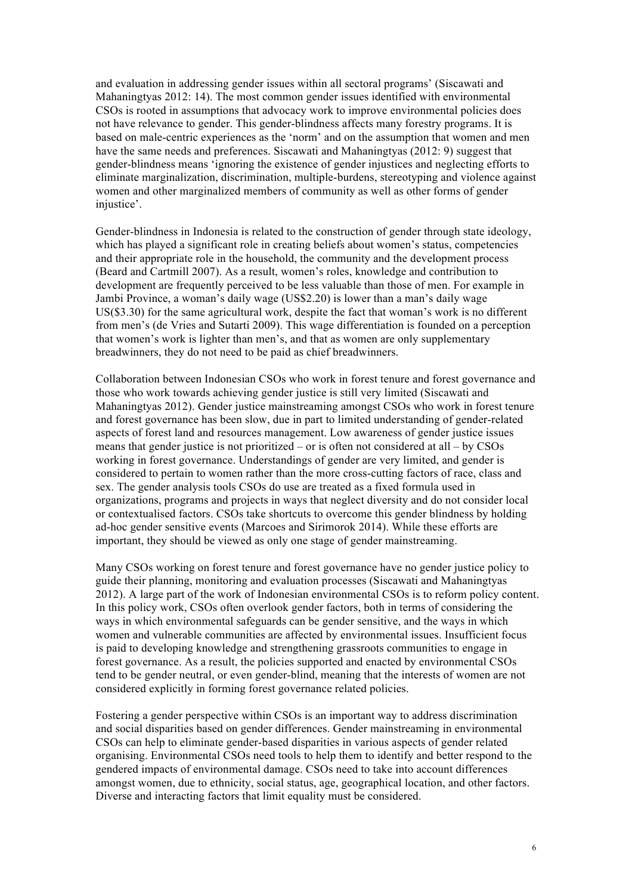and evaluation in addressing gender issues within all sectoral programs' (Siscawati and Mahaningtyas 2012: 14). The most common gender issues identified with environmental CSOs is rooted in assumptions that advocacy work to improve environmental policies does not have relevance to gender. This gender-blindness affects many forestry programs. It is based on male-centric experiences as the 'norm' and on the assumption that women and men have the same needs and preferences. Siscawati and Mahaningtyas (2012: 9) suggest that gender-blindness means 'ignoring the existence of gender injustices and neglecting efforts to eliminate marginalization, discrimination, multiple-burdens, stereotyping and violence against women and other marginalized members of community as well as other forms of gender injustice'.

Gender-blindness in Indonesia is related to the construction of gender through state ideology, which has played a significant role in creating beliefs about women's status, competencies and their appropriate role in the household, the community and the development process (Beard and Cartmill 2007). As a result, women's roles, knowledge and contribution to development are frequently perceived to be less valuable than those of men. For example in Jambi Province, a woman's daily wage (US$2.20) is lower than a man's daily wage US($3.30) for the same agricultural work, despite the fact that woman's work is no different from men's (de Vries and Sutarti 2009). This wage differentiation is founded on a perception that women's work is lighter than men's, and that as women are only supplementary breadwinners, they do not need to be paid as chief breadwinners.

Collaboration between Indonesian CSOs who work in forest tenure and forest governance and those who work towards achieving gender justice is still very limited (Siscawati and Mahaningtyas 2012). Gender justice mainstreaming amongst CSOs who work in forest tenure and forest governance has been slow, due in part to limited understanding of gender-related aspects of forest land and resources management. Low awareness of gender justice issues means that gender justice is not prioritized – or is often not considered at all – by CSOs working in forest governance. Understandings of gender are very limited, and gender is considered to pertain to women rather than the more cross-cutting factors of race, class and sex. The gender analysis tools CSOs do use are treated as a fixed formula used in organizations, programs and projects in ways that neglect diversity and do not consider local or contextualised factors. CSOs take shortcuts to overcome this gender blindness by holding ad-hoc gender sensitive events (Marcoes and Sirimorok 2014). While these efforts are important, they should be viewed as only one stage of gender mainstreaming.

Many CSOs working on forest tenure and forest governance have no gender justice policy to guide their planning, monitoring and evaluation processes (Siscawati and Mahaningtyas 2012). A large part of the work of Indonesian environmental CSOs is to reform policy content. In this policy work, CSOs often overlook gender factors, both in terms of considering the ways in which environmental safeguards can be gender sensitive, and the ways in which women and vulnerable communities are affected by environmental issues. Insufficient focus is paid to developing knowledge and strengthening grassroots communities to engage in forest governance. As a result, the policies supported and enacted by environmental CSOs tend to be gender neutral, or even gender-blind, meaning that the interests of women are not considered explicitly in forming forest governance related policies.

Fostering a gender perspective within CSOs is an important way to address discrimination and social disparities based on gender differences. Gender mainstreaming in environmental CSOs can help to eliminate gender-based disparities in various aspects of gender related organising. Environmental CSOs need tools to help them to identify and better respond to the gendered impacts of environmental damage. CSOs need to take into account differences amongst women, due to ethnicity, social status, age, geographical location, and other factors. Diverse and interacting factors that limit equality must be considered.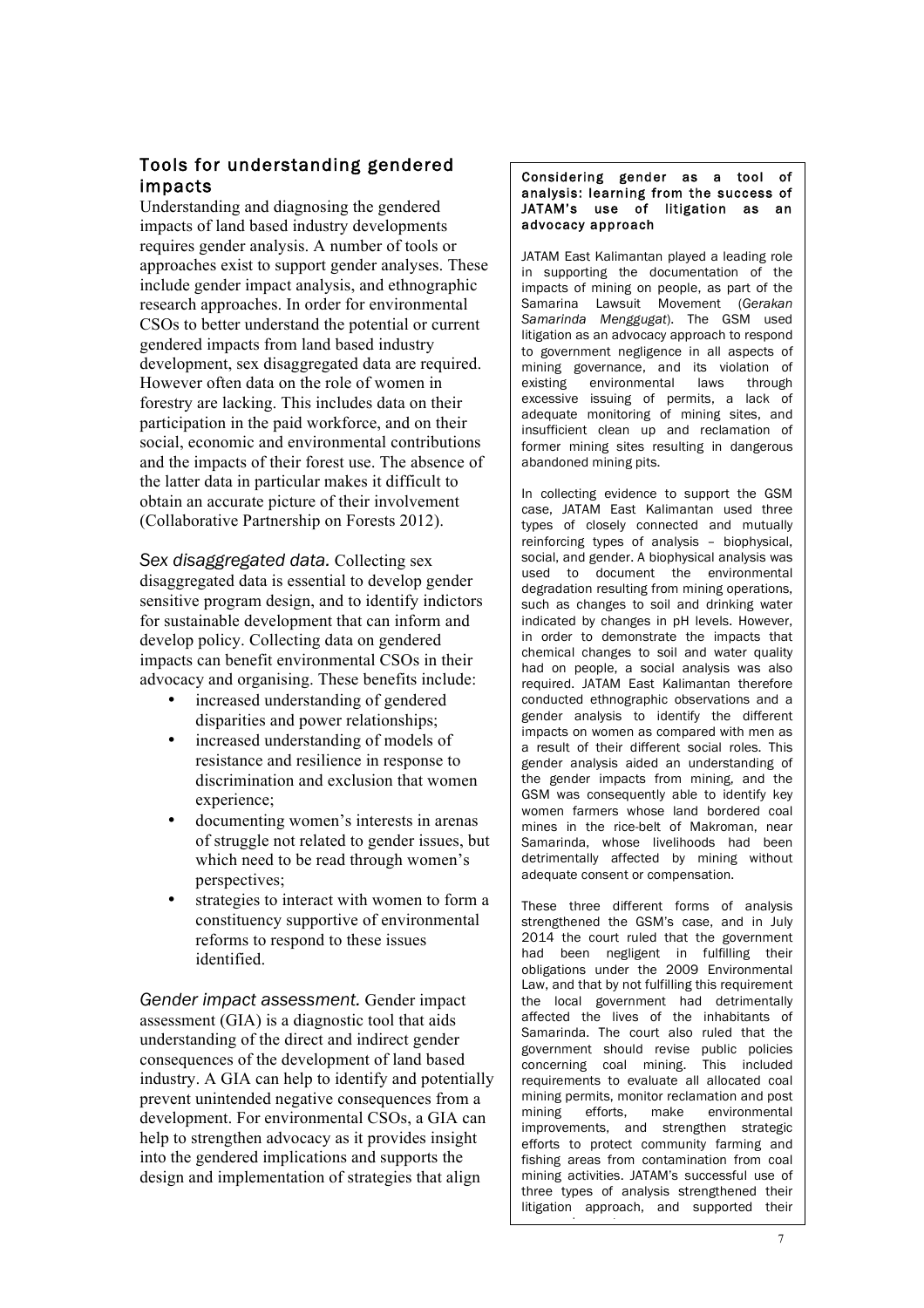## Tools for understanding gendered impacts

Understanding and diagnosing the gendered impacts of land based industry developments requires gender analysis. A number of tools or approaches exist to support gender analyses. These include gender impact analysis, and ethnographic research approaches. In order for environmental CSOs to better understand the potential or current gendered impacts from land based industry development, sex disaggregated data are required. However often data on the role of women in forestry are lacking. This includes data on their participation in the paid workforce, and on their social, economic and environmental contributions and the impacts of their forest use. The absence of the latter data in particular makes it difficult to obtain an accurate picture of their involvement (Collaborative Partnership on Forests 2012).

*Sex disaggregated data.* Collecting sex disaggregated data is essential to develop gender sensitive program design, and to identify indictors for sustainable development that can inform and develop policy. Collecting data on gendered impacts can benefit environmental CSOs in their advocacy and organising. These benefits include:

- increased understanding of gendered disparities and power relationships;
- increased understanding of models of resistance and resilience in response to discrimination and exclusion that women experience;
- documenting women's interests in arenas of struggle not related to gender issues, but which need to be read through women's perspectives;
- strategies to interact with women to form a constituency supportive of environmental reforms to respond to these issues identified.

*Gender impact assessment.* Gender impact assessment (GIA) is a diagnostic tool that aids understanding of the direct and indirect gender consequences of the development of land based industry. A GIA can help to identify and potentially prevent unintended negative consequences from a development. For environmental CSOs, a GIA can help to strengthen advocacy as it provides insight into the gendered implications and supports the design and implementation of strategies that align

**Considering gender as a tool of analysis: learning from the success of JATAM's use of litigation as an advocacy approach**

JATAM East Kalimantan played a leading role in supporting the documentation of the impacts of mining on people, as part of the Samarina Lawsuit Movement (*Gerakan Samarinda Menggugat*). The GSM used litigation as an advocacy approach to respond to government negligence in all aspects of mining governance, and its violation of existing environmental laws through excessive issuing of permits, a lack of adequate monitoring of mining sites, and insufficient clean up and reclamation of former mining sites resulting in dangerous abandoned mining pits.

In collecting evidence to support the GSM case, JATAM East Kalimantan used three types of closely connected and mutually reinforcing types of analysis – biophysical, social, and gender. A biophysical analysis was used to document the environmental degradation resulting from mining operations, such as changes to soil and drinking water indicated by changes in pH levels. However, in order to demonstrate the impacts that chemical changes to soil and water quality had on people, a social analysis was also required. JATAM East Kalimantan therefore conducted ethnographic observations and a gender analysis to identify the different impacts on women as compared with men as a result of their different social roles. This gender analysis aided an understanding of the gender impacts from mining, and the GSM was consequently able to identify key women farmers whose land bordered coal mines in the rice-belt of Makroman, near Samarinda, whose livelihoods had been detrimentally affected by mining without adequate consent or compensation.

These three different forms of analysis strengthened the GSM's case, and in July 2014 the court ruled that the government had been negligent in fulfilling their obligations under the 2009 Environmental Law, and that by not fulfilling this requirement the local government had detrimentally affected the lives of the inhabitants of Samarinda. The court also ruled that the government should revise public policies concerning coal mining. This included requirements to evaluate all allocated coal mining permits, monitor reclamation and post mining efforts, make environmental improvements, and strengthen strategic efforts to protect community farming and fishing areas from contamination from coal mining activities. JATAM's successful use of three types of analysis strengthened their litigation approach, and supported their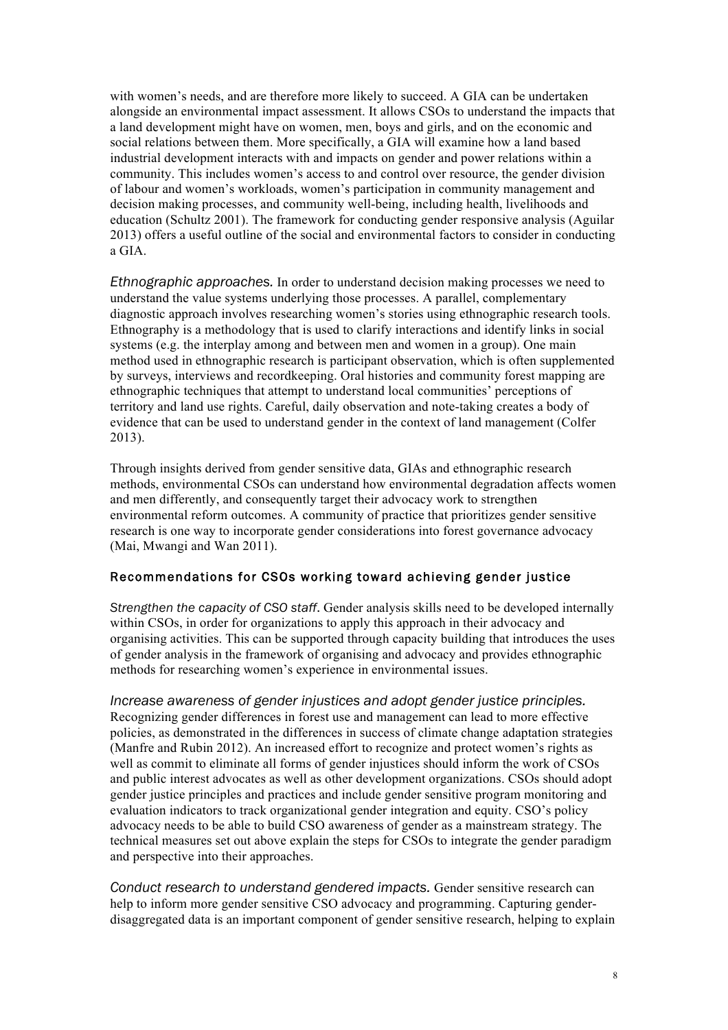with women's needs, and are therefore more likely to succeed. A GIA can be undertaken alongside an environmental impact assessment. It allows CSOs to understand the impacts that a land development might have on women, men, boys and girls, and on the economic and social relations between them. More specifically, a GIA will examine how a land based industrial development interacts with and impacts on gender and power relations within a community. This includes women's access to and control over resource, the gender division of labour and women's workloads, women's participation in community management and decision making processes, and community well-being, including health, livelihoods and education (Schultz 2001). The framework for conducting gender responsive analysis (Aguilar 2013) offers a useful outline of the social and environmental factors to consider in conducting a GIA.

*Ethnographic approaches.* In order to understand decision making processes we need to understand the value systems underlying those processes. A parallel, complementary diagnostic approach involves researching women's stories using ethnographic research tools. Ethnography is a methodology that is used to clarify interactions and identify links in social systems (e.g. the interplay among and between men and women in a group). One main method used in ethnographic research is participant observation, which is often supplemented by surveys, interviews and recordkeeping. Oral histories and community forest mapping are ethnographic techniques that attempt to understand local communities' perceptions of territory and land use rights. Careful, daily observation and note-taking creates a body of evidence that can be used to understand gender in the context of land management (Colfer 2013).

Through insights derived from gender sensitive data, GIAs and ethnographic research methods, environmental CSOs can understand how environmental degradation affects women and men differently, and consequently target their advocacy work to strengthen environmental reform outcomes. A community of practice that prioritizes gender sensitive research is one way to incorporate gender considerations into forest governance advocacy (Mai, Mwangi and Wan 2011).

### Recommendations for CSOs working toward achieving gender justice

*Strengthen the capacity of CSO staff.* Gender analysis skills need to be developed internally within CSOs, in order for organizations to apply this approach in their advocacy and organising activities. This can be supported through capacity building that introduces the uses of gender analysis in the framework of organising and advocacy and provides ethnographic methods for researching women's experience in environmental issues.

*Increase awareness of gender injustices and adopt gender justice principles.* Recognizing gender differences in forest use and management can lead to more effective policies, as demonstrated in the differences in success of climate change adaptation strategies (Manfre and Rubin 2012). An increased effort to recognize and protect women's rights as well as commit to eliminate all forms of gender injustices should inform the work of CSOs and public interest advocates as well as other development organizations. CSOs should adopt gender justice principles and practices and include gender sensitive program monitoring and evaluation indicators to track organizational gender integration and equity. CSO's policy advocacy needs to be able to build CSO awareness of gender as a mainstream strategy. The technical measures set out above explain the steps for CSOs to integrate the gender paradigm and perspective into their approaches.

*Conduct research to understand gendered impacts.* Gender sensitive research can help to inform more gender sensitive CSO advocacy and programming. Capturing gender-disaggregated data is an important component of gender sensitive research, helping to explain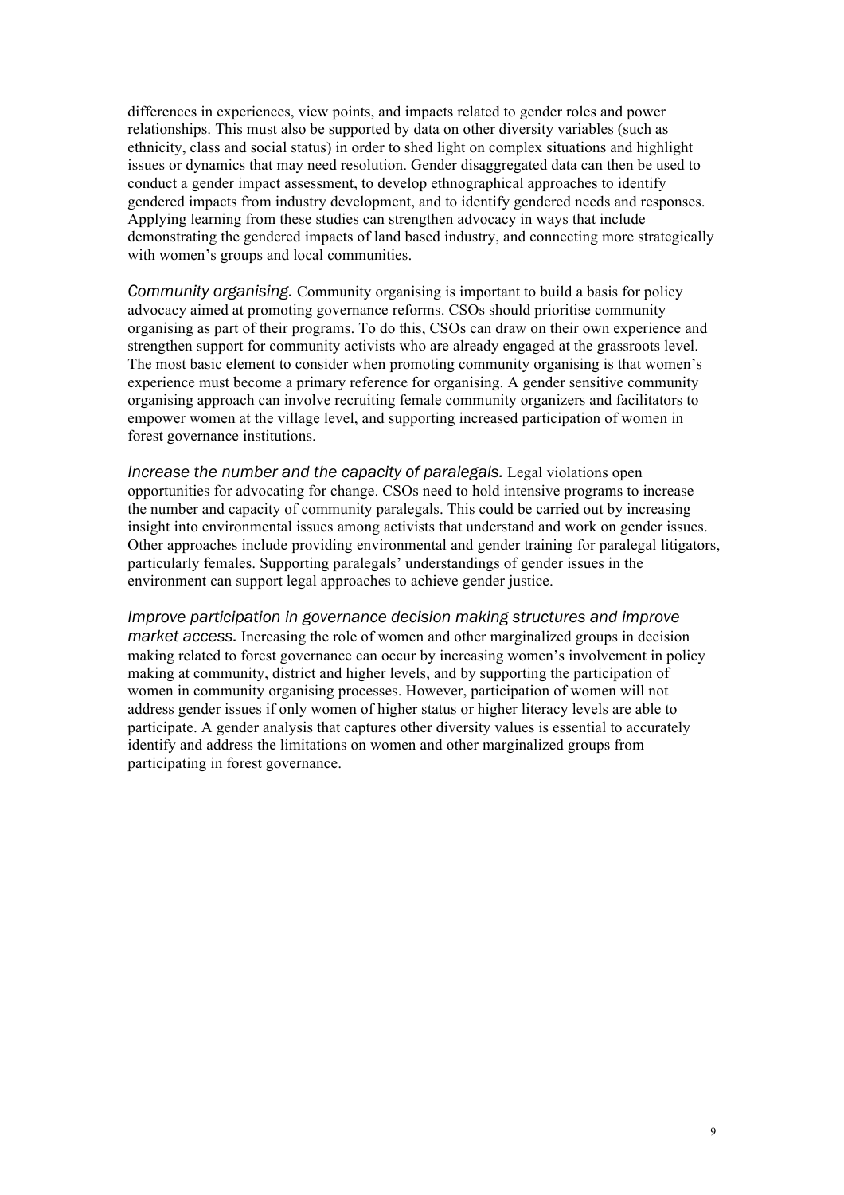differences in experiences, view points, and impacts related to gender roles and power relationships. This must also be supported by data on other diversity variables (such as ethnicity, class and social status) in order to shed light on complex situations and highlight issues or dynamics that may need resolution. Gender disaggregated data can then be used to conduct a gender impact assessment, to develop ethnographical approaches to identify gendered impacts from industry development, and to identify gendered needs and responses. Applying learning from these studies can strengthen advocacy in ways that include demonstrating the gendered impacts of land based industry, and connecting more strategically with women's groups and local communities.

*Community organising.* Community organising is important to build a basis for policy advocacy aimed at promoting governance reforms. CSOs should prioritise community organising as part of their programs. To do this, CSOs can draw on their own experience and strengthen support for community activists who are already engaged at the grassroots level. The most basic element to consider when promoting community organising is that women's experience must become a primary reference for organising. A gender sensitive community organising approach can involve recruiting female community organizers and facilitators to empower women at the village level, and supporting increased participation of women in forest governance institutions.

*Increase the number and the capacity of paralegals.* Legal violations open opportunities for advocating for change. CSOs need to hold intensive programs to increase the number and capacity of community paralegals. This could be carried out by increasing insight into environmental issues among activists that understand and work on gender issues. Other approaches include providing environmental and gender training for paralegal litigators, particularly females. Supporting paralegals' understandings of gender issues in the environment can support legal approaches to achieve gender justice.

*Improve participation in governance decision making structures and improve market access.* Increasing the role of women and other marginalized groups in decision making related to forest governance can occur by increasing women's involvement in policy making at community, district and higher levels, and by supporting the participation of women in community organising processes. However, participation of women will not address gender issues if only women of higher status or higher literacy levels are able to participate. A gender analysis that captures other diversity values is essential to accurately identify and address the limitations on women and other marginalized groups from participating in forest governance.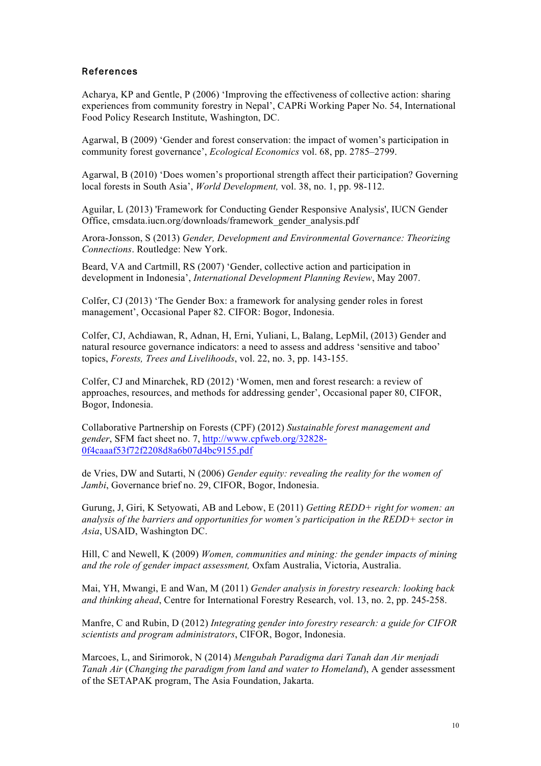## References

Acharya, KP and Gentle, P (2006) 'Improving the effectiveness of collective action: sharing experiences from community forestry in Nepal', CAPRi Working Paper No. 54, International Food Policy Research Institute, Washington, DC.

Agarwal, B (2009) 'Gender and forest conservation: the impact of women's participation in community forest governance', *Ecological Economics* vol. 68, pp. 2785–2799.

Agarwal, B (2010) 'Does women's proportional strength affect their participation? Governing local forests in South Asia', *World Development,* vol. 38, no. 1, pp. 98-112.

Aguilar, L (2013) 'Framework for Conducting Gender Responsive Analysis', IUCN Gender Office, cmsdata.iucn.org/downloads/framework_gender_analysis.pdf

Arora-Jonsson, S (2013) *Gender, Development and Environmental Governance: Theorizing Connections*. Routledge: New York.

Beard, VA and Cartmill, RS (2007) 'Gender, collective action and participation in development in Indonesia', *International Development Planning Review*, May 2007.

Colfer, CJ (2013) 'The Gender Box: a framework for analysing gender roles in forest management', Occasional Paper 82. CIFOR: Bogor, Indonesia.

Colfer, CJ, Achdiawan, R, Adnan, H, Erni, Yuliani, L, Balang, LepMil, (2013) Gender and natural resource governance indicators: a need to assess and address 'sensitive and taboo' topics, *Forests, Trees and Livelihoods*, vol. 22, no. 3, pp. 143-155.

Colfer, CJ and Minarchek, RD (2012) 'Women, men and forest research: a review of approaches, resources, and methods for addressing gender', Occasional paper 80, CIFOR, Bogor, Indonesia.

Collaborative Partnership on Forests (CPF) (2012) *Sustainable forest management and gender*, SFM fact sheet no. 7, http://www.cpfweb.org/32828-0f4caaaf53f72f2208d8a6b07d4bc9155.pdf

de Vries, DW and Sutarti, N (2006) *Gender equity: revealing the reality for the women of Jambi*, Governance brief no. 29, CIFOR, Bogor, Indonesia.

Gurung, J, Giri, K Setyowati, AB and Lebow, E (2011) *Getting REDD+ right for women: an analysis of the barriers and opportunities for women's participation in the REDD+ sector in Asia*, USAID, Washington DC.

Hill, C and Newell, K (2009) *Women, communities and mining: the gender impacts of mining and the role of gender impact assessment,* Oxfam Australia, Victoria, Australia.

Mai, YH, Mwangi, E and Wan, M (2011) *Gender analysis in forestry research: looking back and thinking ahead*, Centre for International Forestry Research, vol. 13, no. 2, pp. 245-258.

Manfre, C and Rubin, D (2012) *Integrating gender into forestry research: a guide for CIFOR scientists and program administrators*, CIFOR, Bogor, Indonesia.

Marcoes, L, and Sirimorok, N (2014) *Mengubah Paradigma dari Tanah dan Air menjadi Tanah Air* (*Changing the paradigm from land and water to Homeland*), A gender assessment of the SETAPAK program, The Asia Foundation, Jakarta.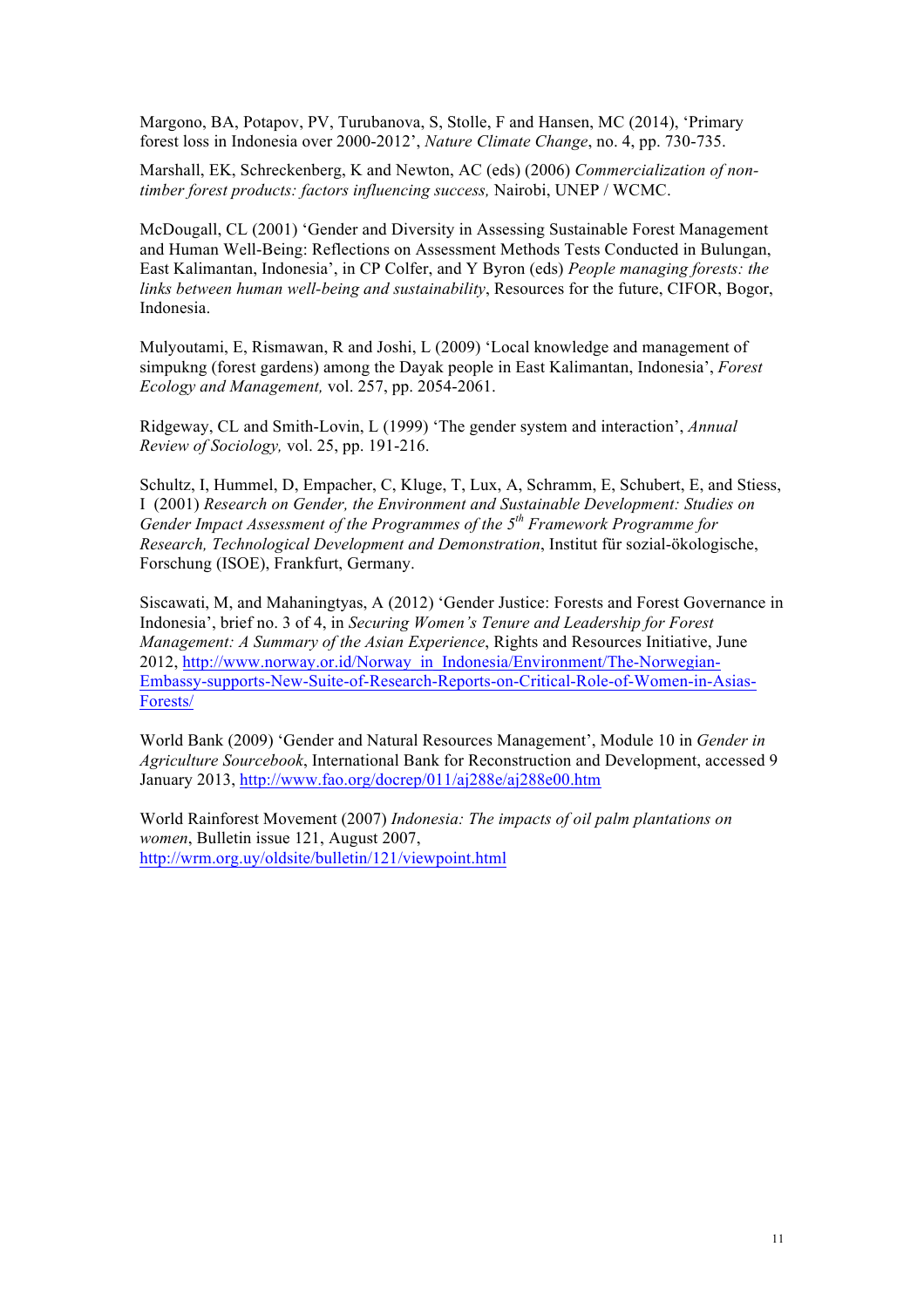Margono, BA, Potapov, PV, Turubanova, S, Stolle, F and Hansen, MC (2014), 'Primary forest loss in Indonesia over 2000-2012', *Nature Climate Change*, no. 4, pp. 730-735.

Marshall, EK, Schreckenberg, K and Newton, AC (eds) (2006) *Commercialization of non-timber forest products: factors influencing success,* Nairobi, UNEP / WCMC.

McDougall, CL (2001) 'Gender and Diversity in Assessing Sustainable Forest Management and Human Well-Being: Reflections on Assessment Methods Tests Conducted in Bulungan, East Kalimantan, Indonesia', in CP Colfer, and Y Byron (eds) *People managing forests: the links between human well-being and sustainability*, Resources for the future, CIFOR, Bogor, Indonesia.

Mulyoutami, E, Rismawan, R and Joshi, L (2009) 'Local knowledge and management of simpukng (forest gardens) among the Dayak people in East Kalimantan, Indonesia', *Forest Ecology and Management,* vol. 257, pp. 2054-2061.

Ridgeway, CL and Smith-Lovin, L (1999) 'The gender system and interaction', *Annual Review of Sociology,* vol. 25, pp. 191-216.

Schultz, I, Hummel, D, Empacher, C, Kluge, T, Lux, A, Schramm, E, Schubert, E, and Stiess, I (2001) *Research on Gender, the Environment and Sustainable Development: Studies on Gender Impact Assessment of the Programmes of the 5th Framework Programme for Research, Technological Development and Demonstration*, Institut für sozial-ökologische, Forschung (ISOE), Frankfurt, Germany.

Siscawati, M, and Mahaningtyas, A (2012) 'Gender Justice: Forests and Forest Governance in Indonesia', brief no. 3 of 4, in *Securing Women's Tenure and Leadership for Forest Management: A Summary of the Asian Experience*, Rights and Resources Initiative, June 2012, http://www.norway.or.id/Norway_in_Indonesia/Environment/The-Norwegian-Embassy-supports-New-Suite-of-Research-Reports-on-Critical-Role-of-Women-in-Asias-Forests/

World Bank (2009) 'Gender and Natural Resources Management', Module 10 in *Gender in Agriculture Sourcebook*, International Bank for Reconstruction and Development, accessed 9 January 2013, http://www.fao.org/docrep/011/aj288e/aj288e00.htm

World Rainforest Movement (2007) *Indonesia: The impacts of oil palm plantations on women*, Bulletin issue 121, August 2007, http://wrm.org.uy/oldsite/bulletin/121/viewpoint.html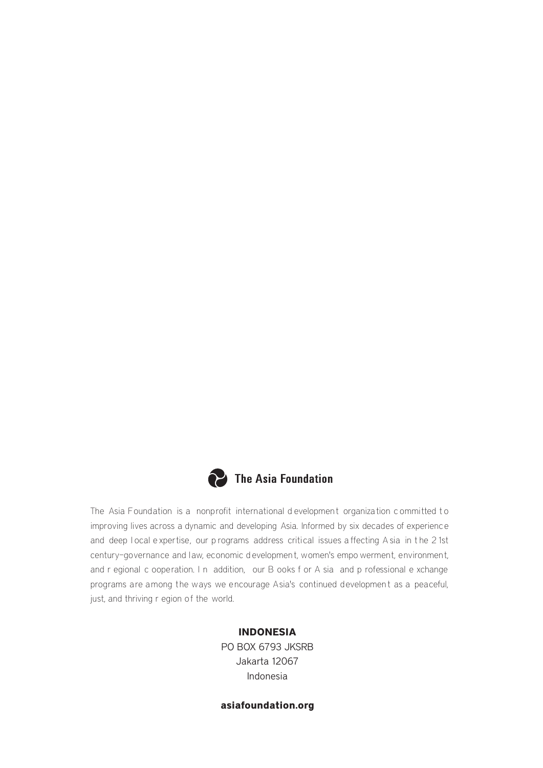**The Asia Foundation**

The Asia Foundation is a nonprofit international development organization committed to improving lives across a dynamic and developing Asia. Informed by six decades of experience and deep local expertise, our programs address critical issues affecting Asia in the 21st century–governance and law, economic development, women's empowerment, environment, and regional cooperation. In addition, our Books for Asia and professional exchange programs are among the ways we encourage Asia's continued development as a peaceful, just, and thriving region of the world.

**INDONESIA**
PO BOX 6793 JKSRB
Jakarta 12067
Indonesia

**asiafoundation.org**